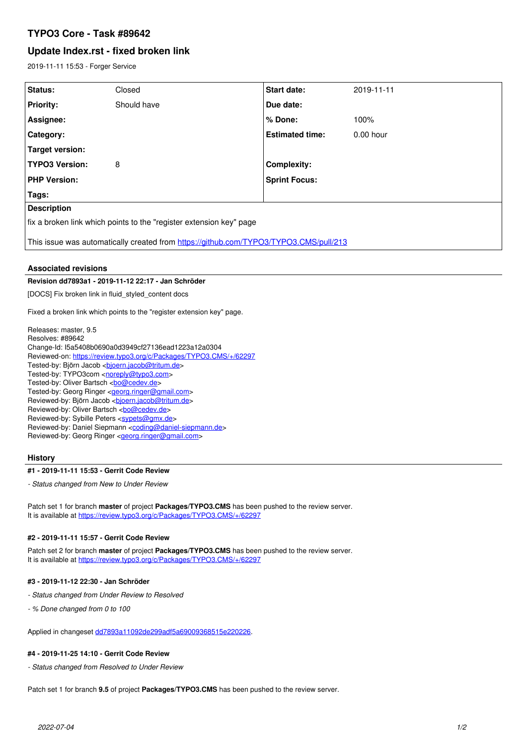# TYPO3 Core - Task #89642

## Update Index.rst - fixed broken link

2019-11-11 15:53 - Forger Service

| Status: | Closed | Start date: | 2019-11-11 |
|---|---|---|---|
| Priority: | Should have | Due date: | |
| Assignee: | | % Done: | 100% |
| Category: | | Estimated time: | 0.00 hour |
| Target version: | | | |
| TYPO3 Version: | 8 | Complexity: | |
| PHP Version: | | Sprint Focus: | |
| Tags: | | | |

**Description**

fix a broken link which points to the "register extension key" page

This issue was automatically created from https://github.com/TYPO3/TYPO3.CMS/pull/213

### Associated revisions

**Revision dd7893a1 - 2019-11-12 22:17 - Jan Schröder**

[DOCS] Fix broken link in fluid_styled_content docs

Fixed a broken link which points to the "register extension key" page.

Releases: master, 9.5
Resolves: #89642
Change-Id: I5a5408b0690a0d3949cf27136ead1223a12a0304
Reviewed-on: https://review.typo3.org/c/Packages/TYPO3.CMS/+/62297
Tested-by: Björn Jacob <bjoern.jacob@tritum.de>
Tested-by: TYPO3com <noreply@typo3.com>
Tested-by: Oliver Bartsch <bo@cedev.de>
Tested-by: Georg Ringer <georg.ringer@gmail.com>
Reviewed-by: Björn Jacob <bjoern.jacob@tritum.de>
Reviewed-by: Oliver Bartsch <bo@cedev.de>
Reviewed-by: Sybille Peters <sypets@gmx.de>
Reviewed-by: Daniel Siepmann <coding@daniel-siepmann.de>
Reviewed-by: Georg Ringer <georg.ringer@gmail.com>

### History

**#1 - 2019-11-11 15:53 - Gerrit Code Review**

- *Status changed from New to Under Review*

Patch set 1 for branch **master** of project **Packages/TYPO3.CMS** has been pushed to the review server.
It is available at https://review.typo3.org/c/Packages/TYPO3.CMS/+/62297

**#2 - 2019-11-11 15:57 - Gerrit Code Review**

Patch set 2 for branch **master** of project **Packages/TYPO3.CMS** has been pushed to the review server.
It is available at https://review.typo3.org/c/Packages/TYPO3.CMS/+/62297

**#3 - 2019-11-12 22:30 - Jan Schröder**

- *Status changed from Under Review to Resolved*

- *% Done changed from 0 to 100*

Applied in changeset dd7893a11092de299adf5a69009368515e220226.

**#4 - 2019-11-25 14:10 - Gerrit Code Review**

- *Status changed from Resolved to Under Review*

Patch set 1 for branch **9.5** of project **Packages/TYPO3.CMS** has been pushed to the review server.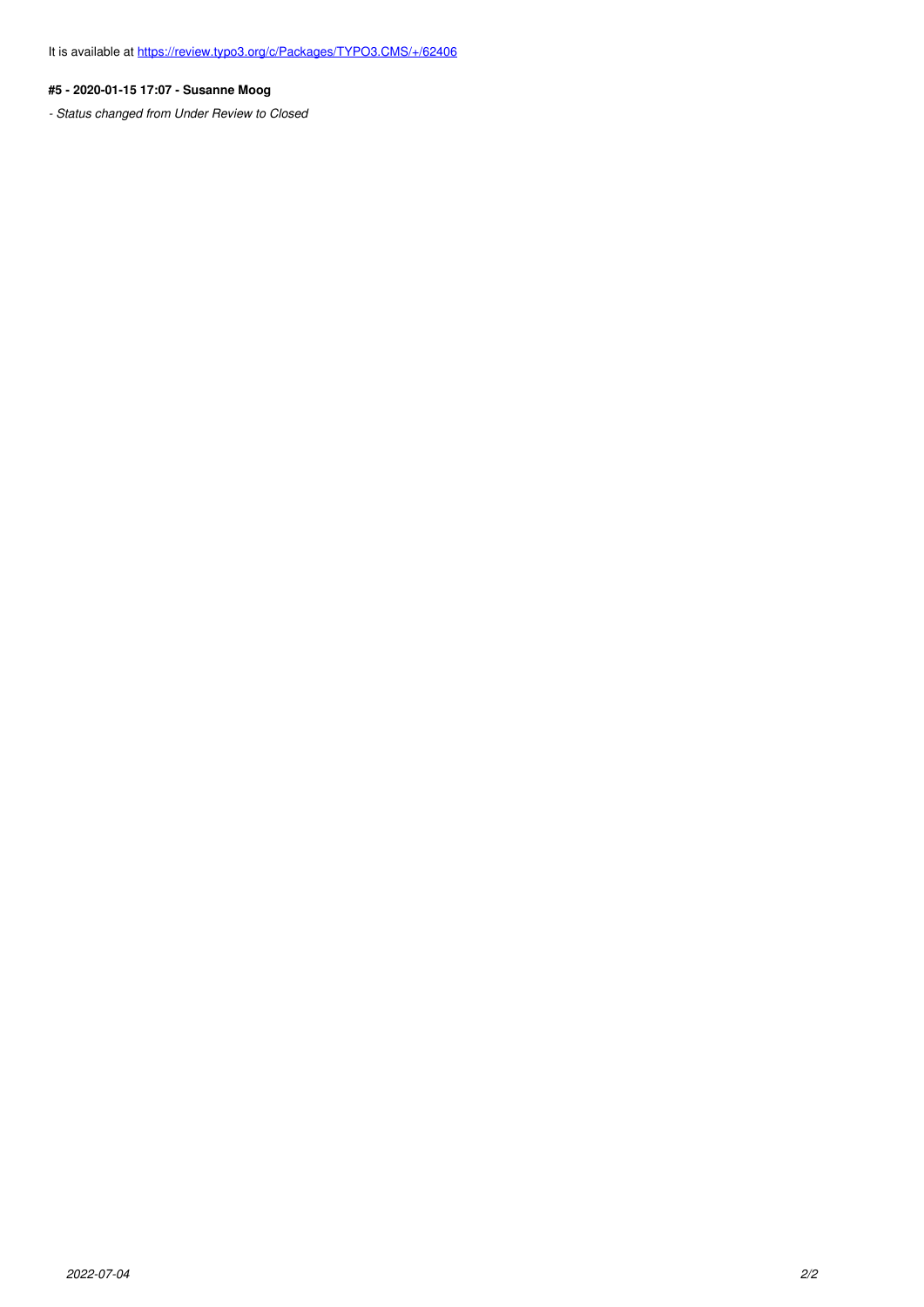It is available at https://review.typo3.org/c/Packages/TYPO3.CMS/+/62406

**#5 - 2020-01-15 17:07 - Susanne Moog**

*- Status changed from Under Review to Closed*